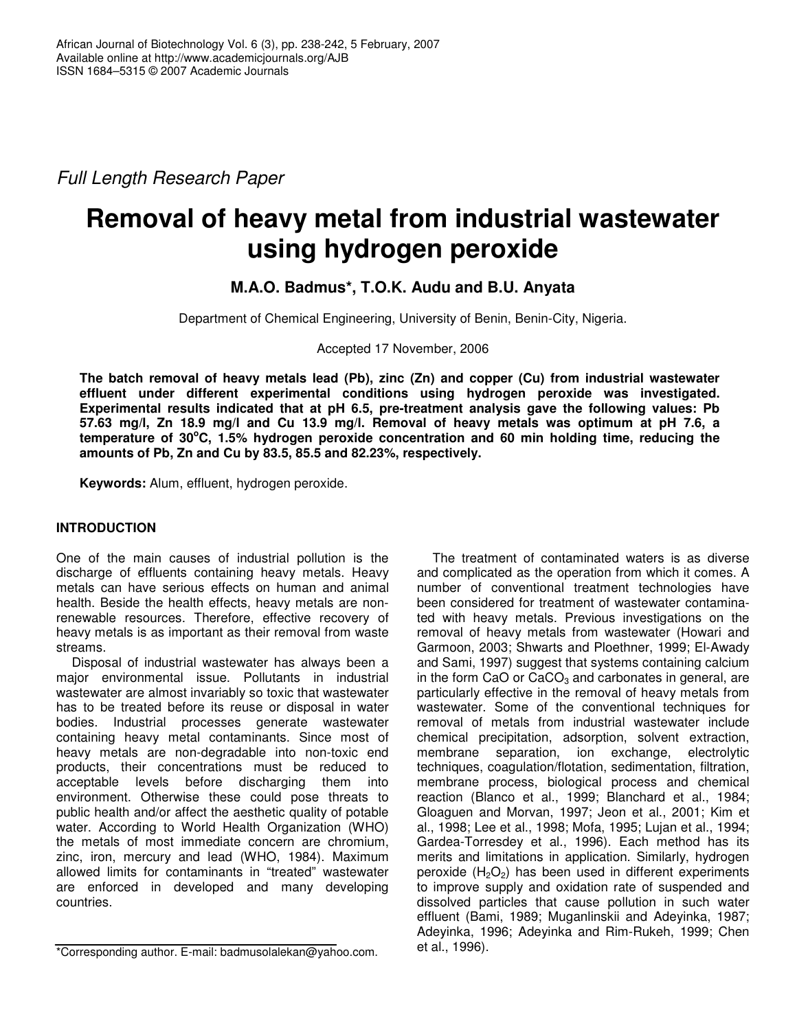*Full Length Research Paper*

# Removal of heavy metal from industrial wastewater using hydrogen peroxide

**M.A.O. Badmus\*, T.O.K. Audu and B.U. Anyata**

Department of Chemical Engineering, University of Benin, Benin-City, Nigeria.

Accepted 17 November, 2006

**The batch removal of heavy metals lead (Pb), zinc (Zn) and copper (Cu) from industrial wastewater effluent under different experimental conditions using hydrogen peroxide was investigated. Experimental results indicated that at pH 6.5, pre-treatment analysis gave the following values: Pb 57.63 mg/l, Zn 18.9 mg/l and Cu 13.9 mg/l. Removal of heavy metals was optimum at pH 7.6, a temperature of 30°C, 1.5% hydrogen peroxide concentration and 60 min holding time, reducing the amounts of Pb, Zn and Cu by 83.5, 85.5 and 82.23%, respectively.**

**Keywords:** Alum, effluent, hydrogen peroxide.

## INTRODUCTION

One of the main causes of industrial pollution is the discharge of effluents containing heavy metals. Heavy metals can have serious effects on human and animal health. Beside the health effects, heavy metals are non-renewable resources. Therefore, effective recovery of heavy metals is as important as their removal from waste streams.

Disposal of industrial wastewater has always been a major environmental issue. Pollutants in industrial wastewater are almost invariably so toxic that wastewater has to be treated before its reuse or disposal in water bodies. Industrial processes generate wastewater containing heavy metal contaminants. Since most of heavy metals are non-degradable into non-toxic end products, their concentrations must be reduced to acceptable levels before discharging them into environment. Otherwise these could pose threats to public health and/or affect the aesthetic quality of potable water. According to World Health Organization (WHO) the metals of most immediate concern are chromium, zinc, iron, mercury and lead (WHO, 1984). Maximum allowed limits for contaminants in "treated" wastewater are enforced in developed and many developing countries.

The treatment of contaminated waters is as diverse and complicated as the operation from which it comes. A number of conventional treatment technologies have been considered for treatment of wastewater contaminated with heavy metals. Previous investigations on the removal of heavy metals from wastewater (Howari and Garmoon, 2003; Shwarts and Ploethner, 1999; El-Awady and Sami, 1997) suggest that systems containing calcium in the form CaO or $CaCO_3$ and carbonates in general, are particularly effective in the removal of heavy metals from wastewater. Some of the conventional techniques for removal of metals from industrial wastewater include chemical precipitation, adsorption, solvent extraction, membrane separation, ion exchange, electrolytic techniques, coagulation/flotation, sedimentation, filtration, membrane process, biological process and chemical reaction (Blanco et al., 1999; Blanchard et al., 1984; Gloaguen and Morvan, 1997; Jeon et al., 2001; Kim et al., 1998; Lee et al., 1998; Mofa, 1995; Lujan et al., 1994; Gardea-Torresdey et al., 1996). Each method has its merits and limitations in application. Similarly, hydrogen peroxide ($H_2O_2$) has been used in different experiments to improve supply and oxidation rate of suspended and dissolved particles that cause pollution in such water effluent (Bami, 1989; Muganlinskii and Adeyinka, 1987; Adeyinka, 1996; Adeyinka and Rim-Rukeh, 1999; Chen et al., 1996).

\*Corresponding author. E-mail: badmusolalekan@yahoo.com.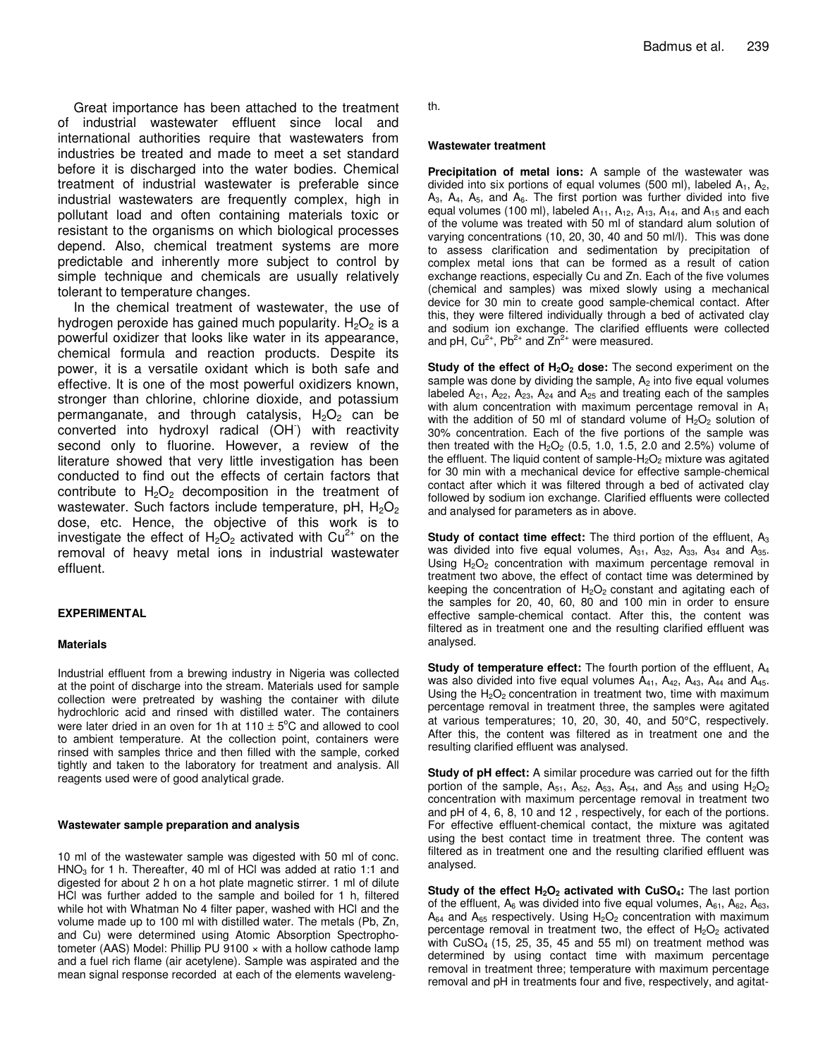Great importance has been attached to the treatment of industrial wastewater effluent since local and international authorities require that wastewaters from industries be treated and made to meet a set standard before it is discharged into the water bodies. Chemical treatment of industrial wastewater is preferable since industrial wastewaters are frequently complex, high in pollutant load and often containing materials toxic or resistant to the organisms on which biological processes depend. Also, chemical treatment systems are more predictable and inherently more subject to control by simple technique and chemicals are usually relatively tolerant to temperature changes.

In the chemical treatment of wastewater, the use of hydrogen peroxide has gained much popularity. $H_2O_2$ is a powerful oxidizer that looks like water in its appearance, chemical formula and reaction products. Despite its power, it is a versatile oxidant which is both safe and effective. It is one of the most powerful oxidizers known, stronger than chlorine, chlorine dioxide, and potassium permanganate, and through catalysis, $H_2O_2$ can be converted into hydroxyl radical ($OH^-$) with reactivity second only to fluorine. However, a review of the literature showed that very little investigation has been conducted to find out the effects of certain factors that contribute to $H_2O_2$ decomposition in the treatment of wastewater. Such factors include temperature, pH, $H_2O_2$ dose, etc. Hence, the objective of this work is to investigate the effect of $H_2O_2$ activated with $Cu^{2+}$ on the removal of heavy metal ions in industrial wastewater effluent.

## EXPERIMENTAL

### Materials

Industrial effluent from a brewing industry in Nigeria was collected at the point of discharge into the stream. Materials used for sample collection were pretreated by washing the container with dilute hydrochloric acid and rinsed with distilled water. The containers were later dried in an oven for 1h at 110 ± 5°C and allowed to cool to ambient temperature. At the collection point, containers were rinsed with samples thrice and then filled with the sample, corked tightly and taken to the laboratory for treatment and analysis. All reagents used were of good analytical grade.

### Wastewater sample preparation and analysis

10 ml of the wastewater sample was digested with 50 ml of conc. $HNO_3$ for 1 h. Thereafter, 40 ml of HCl was added at ratio 1:1 and digested for about 2 h on a hot plate magnetic stirrer. 1 ml of dilute HCl was further added to the sample and boiled for 1 h, filtered while hot with Whatman No 4 filter paper, washed with HCl and the volume made up to 100 ml with distilled water. The metals (Pb, Zn, and Cu) were determined using Atomic Absorption Spectrophotometer (AAS) Model: Phillip PU 9100 × with a hollow cathode lamp and a fuel rich flame (air acetylene). Sample was aspirated and the mean signal response recorded at each of the elements wavelength.

### Wastewater treatment

**Precipitation of metal ions:** A sample of the wastewater was divided into six portions of equal volumes (500 ml), labeled $A_1$, $A_2$, $A_3$, $A_4$, $A_5$, and $A_6$. The first portion was further divided into five equal volumes (100 ml), labeled $A_{11}$, $A_{12}$, $A_{13}$, $A_{14}$, and $A_{15}$ and each of the volume was treated with 50 ml of standard alum solution of varying concentrations (10, 20, 30, 40 and 50 ml/l). This was done to assess clarification and sedimentation by precipitation of complex metal ions that can be formed as a result of cation exchange reactions, especially Cu and Zn. Each of the five volumes (chemical and samples) was mixed slowly using a mechanical device for 30 min to create good sample-chemical contact. After this, they were filtered individually through a bed of activated clay and sodium ion exchange. The clarified effluents were collected and pH, $Cu^{2+}$, $Pb^{2+}$ and $Zn^{2+}$ were measured.

**Study of the effect of $H_2O_2$ dose:** The second experiment on the sample was done by dividing the sample, $A_2$ into five equal volumes labeled $A_{21}$, $A_{22}$, $A_{23}$, $A_{24}$ and $A_{25}$ and treating each of the samples with alum concentration with maximum percentage removal in $A_1$ with the addition of 50 ml of standard volume of $H_2O_2$ solution of 30% concentration. Each of the five portions of the sample was then treated with the $H_2O_2$ (0.5, 1.0, 1.5, 2.0 and 2.5%) volume of the effluent. The liquid content of sample-$H_2O_2$ mixture was agitated for 30 min with a mechanical device for effective sample-chemical contact after which it was filtered through a bed of activated clay followed by sodium ion exchange. Clarified effluents were collected and analysed for parameters as in above.

**Study of contact time effect:** The third portion of the effluent, $A_3$ was divided into five equal volumes, $A_{31}$, $A_{32}$, $A_{33}$, $A_{34}$ and $A_{35}$. Using $H_2O_2$ concentration with maximum percentage removal in treatment two above, the effect of contact time was determined by keeping the concentration of $H_2O_2$ constant and agitating each of the samples for 20, 40, 60, 80 and 100 min in order to ensure effective sample-chemical contact. After this, the content was filtered as in treatment one and the resulting clarified effluent was analysed.

**Study of temperature effect:** The fourth portion of the effluent, $A_4$ was also divided into five equal volumes $A_{41}$, $A_{42}$, $A_{43}$, $A_{44}$ and $A_{45}$. Using the $H_2O_2$ concentration in treatment two, time with maximum percentage removal in treatment three, the samples were agitated at various temperatures; 10, 20, 30, 40, and 50°C, respectively. After this, the content was filtered as in treatment one and the resulting clarified effluent was analysed.

**Study of pH effect:** A similar procedure was carried out for the fifth portion of the sample, $A_{51}$, $A_{52}$, $A_{53}$, $A_{54}$, and $A_{55}$ and using $H_2O_2$ concentration with maximum percentage removal in treatment two and pH of 4, 6, 8, 10 and 12 , respectively, for each of the portions. For effective effluent-chemical contact, the mixture was agitated using the best contact time in treatment three. The content was filtered as in treatment one and the resulting clarified effluent was analysed.

**Study of the effect $H_2O_2$ activated with $CuSO_4$:** The last portion of the effluent, $A_6$ was divided into five equal volumes, $A_{61}$, $A_{62}$, $A_{63}$, $A_{64}$ and $A_{65}$ respectively. Using $H_2O_2$ concentration with maximum percentage removal in treatment two, the effect of $H_2O_2$ activated with $CuSO_4$ (15, 25, 35, 45 and 55 ml) on treatment method was determined by using contact time with maximum percentage removal in treatment three; temperature with maximum percentage removal and pH in treatments four and five, respectively, and agitat-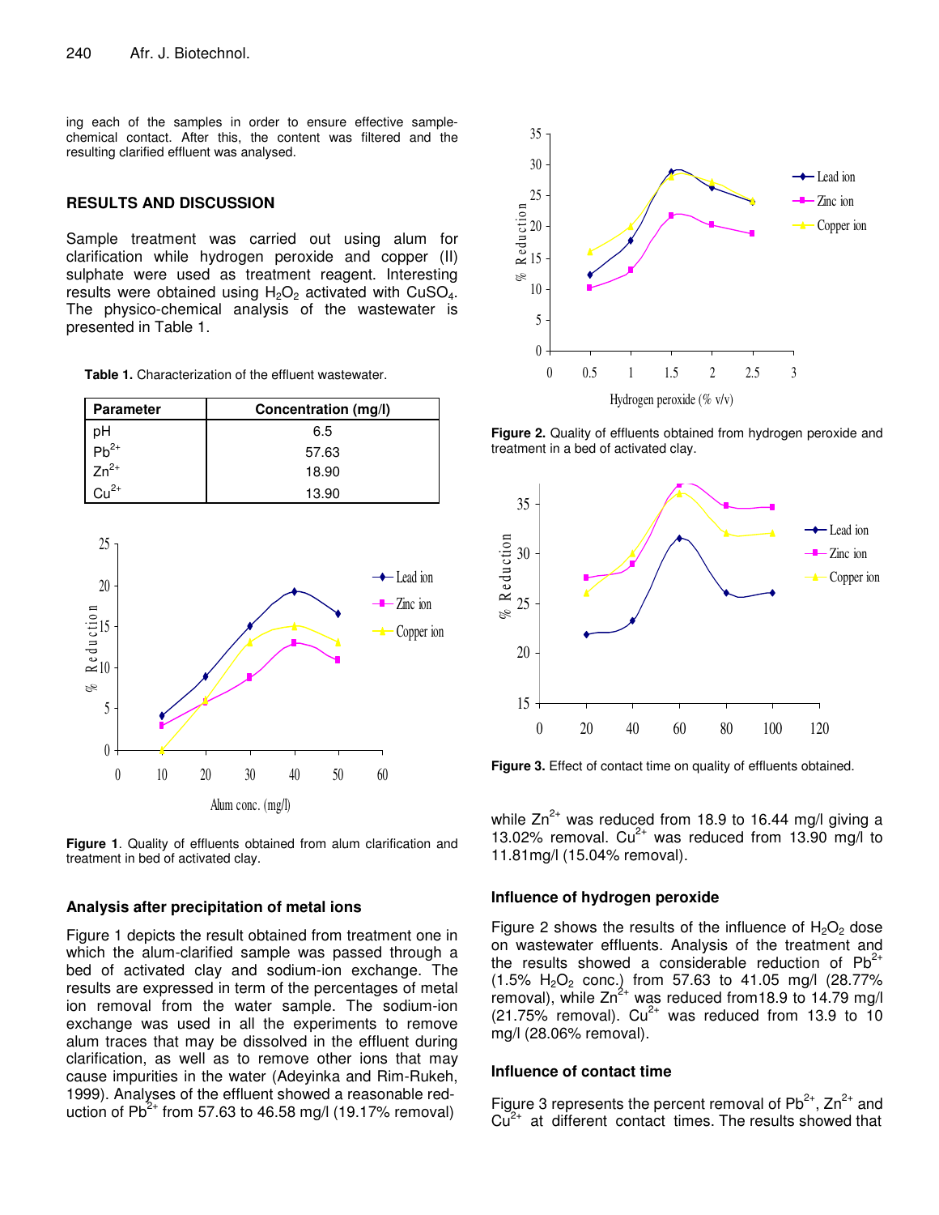ing each of the samples in order to ensure effective sample-chemical contact. After this, the content was filtered and the resulting clarified effluent was analysed.

## RESULTS AND DISCUSSION

Sample treatment was carried out using alum for clarification while hydrogen peroxide and copper (II) sulphate were used as treatment reagent. Interesting results were obtained using $H_2O_2$ activated with $CuSO_4$. The physico-chemical analysis of the wastewater is presented in Table 1.

**Table 1.** Characterization of the effluent wastewater.

| Parameter | Concentration (mg/l) |
|---|---|
| pH | 6.5 |
| $Pb^{2+}$ | 57.63 |
| $Zn^{2+}$ | 18.90 |
| $Cu^{2+}$ | 13.90 |

**Figure 1**. Quality of effluents obtained from alum clarification and treatment in bed of activated clay.

### Analysis after precipitation of metal ions

Figure 1 depicts the result obtained from treatment one in which the alum-clarified sample was passed through a bed of activated clay and sodium-ion exchange. The results are expressed in term of the percentages of metal ion removal from the water sample. The sodium-ion exchange was used in all the experiments to remove alum traces that may be dissolved in the effluent during clarification, as well as to remove other ions that may cause impurities in the water (Adeyinka and Rim-Rukeh, 1999). Analyses of the effluent showed a reasonable reduction of $Pb^{2+}$ from 57.63 to 46.58 mg/l (19.17% removal) while $Zn^{2+}$ was reduced from 18.9 to 16.44 mg/l giving a 13.02% removal. $Cu^{2+}$ was reduced from 13.90 mg/l to 11.81mg/l (15.04% removal).

**Figure 2.** Quality of effluents obtained from hydrogen peroxide and treatment in a bed of activated clay.

**Figure 3.** Effect of contact time on quality of effluents obtained.

### Influence of hydrogen peroxide

Figure 2 shows the results of the influence of $H_2O_2$ dose on wastewater effluents. Analysis of the treatment and the results showed a considerable reduction of $Pb^{2+}$ (1.5% $H_2O_2$ conc.) from 57.63 to 41.05 mg/l (28.77% removal), while $Zn^{2+}$ was reduced from18.9 to 14.79 mg/l (21.75% removal). $Cu^{2+}$ was reduced from 13.9 to 10 mg/l (28.06% removal).

### Influence of contact time

Figure 3 represents the percent removal of $Pb^{2+}$, $Zn^{2+}$ and $Cu^{2+}$ at different contact times. The results showed that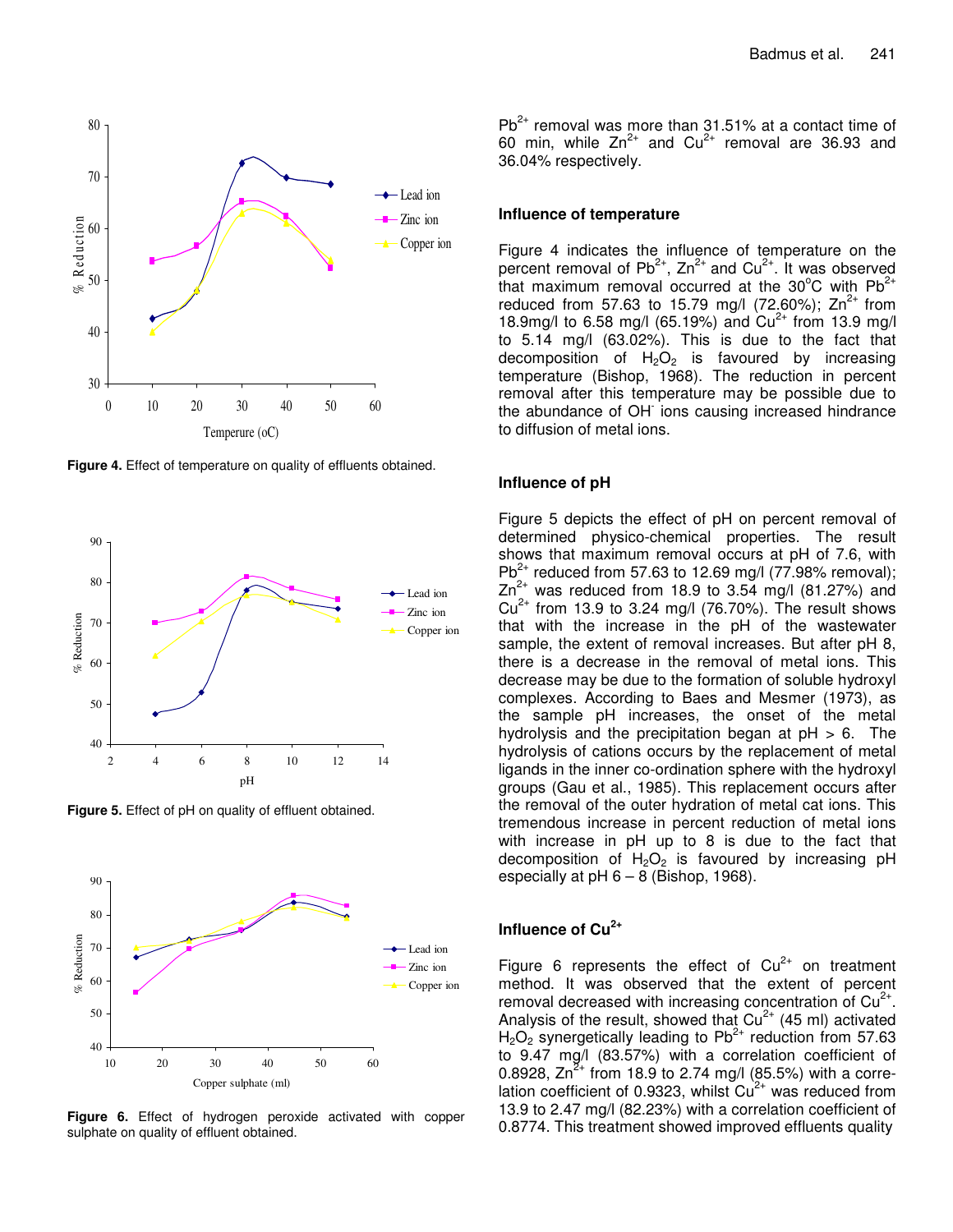Figure 4. Effect of temperature on quality of effluents obtained.

Figure 5. Effect of pH on quality of effluent obtained.

Figure 6. Effect of hydrogen peroxide activated with copper sulphate on quality of effluent obtained.

$Pb^{2+}$ removal was more than 31.51% at a contact time of 60 min, while $Zn^{2+}$ and $Cu^{2+}$ removal are 36.93 and 36.04% respectively.

### Influence of temperature

Figure 4 indicates the influence of temperature on the percent removal of $Pb^{2+}$, $Zn^{2+}$ and $Cu^{2+}$. It was observed that maximum removal occurred at the 30°C with $Pb^{2+}$ reduced from 57.63 to 15.79 mg/l (72.60%); $Zn^{2+}$ from 18.9mg/l to 6.58 mg/l (65.19%) and $Cu^{2+}$ from 13.9 mg/l to 5.14 mg/l (63.02%). This is due to the fact that decomposition of $H_2O_2$ is favoured by increasing temperature (Bishop, 1968). The reduction in percent removal after this temperature may be possible due to the abundance of $OH^-$ ions causing increased hindrance to diffusion of metal ions.

### Influence of pH

Figure 5 depicts the effect of pH on percent removal of determined physico-chemical properties. The result shows that maximum removal occurs at pH of 7.6, with $Pb^{2+}$ reduced from 57.63 to 12.69 mg/l (77.98% removal); $Zn^{2+}$ was reduced from 18.9 to 3.54 mg/l (81.27%) and $Cu^{2+}$ from 13.9 to 3.24 mg/l (76.70%). The result shows that with the increase in the pH of the wastewater sample, the extent of removal increases. But after pH 8, there is a decrease in the removal of metal ions. This decrease may be due to the formation of soluble hydroxyl complexes. According to Baes and Mesmer (1973), as the sample pH increases, the onset of the metal hydrolysis and the precipitation began at pH > 6. The hydrolysis of cations occurs by the replacement of metal ligands in the inner co-ordination sphere with the hydroxyl groups (Gau et al., 1985). This replacement occurs after the removal of the outer hydration of metal cat ions. This tremendous increase in percent reduction of metal ions with increase in pH up to 8 is due to the fact that decomposition of $H_2O_2$ is favoured by increasing pH especially at pH 6 – 8 (Bishop, 1968).

### Influence of $Cu^{2+}$

Figure 6 represents the effect of $Cu^{2+}$ on treatment method. It was observed that the extent of percent removal decreased with increasing concentration of $Cu^{2+}$. Analysis of the result, showed that $Cu^{2+}$ (45 ml) activated $H_2O_2$ synergetically leading to $Pb^{2+}$ reduction from 57.63 to 9.47 mg/l (83.57%) with a correlation coefficient of 0.8928, $Zn^{2+}$ from 18.9 to 2.74 mg/l (85.5%) with a correlation coefficient of 0.9323, whilst $Cu^{2+}$ was reduced from 13.9 to 2.47 mg/l (82.23%) with a correlation coefficient of 0.8774. This treatment showed improved effluents quality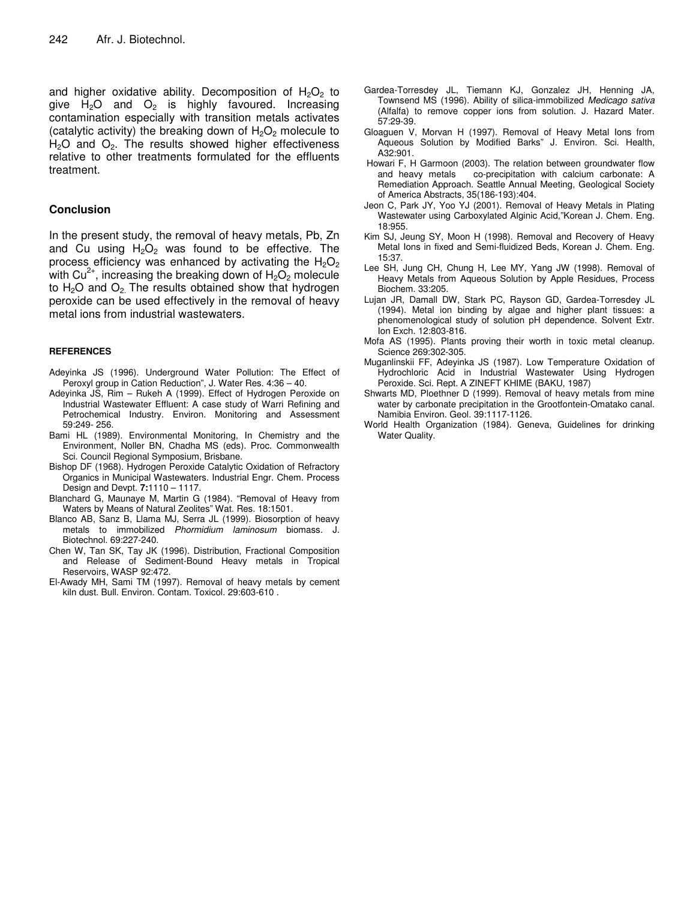and higher oxidative ability. Decomposition of $H_2O_2$ to give $H_2O$ and $O_2$ is highly favoured. Increasing contamination especially with transition metals activates (catalytic activity) the breaking down of $H_2O_2$ molecule to $H_2O$ and $O_2$. The results showed higher effectiveness relative to other treatments formulated for the effluents treatment.

## Conclusion

In the present study, the removal of heavy metals, Pb, Zn and Cu using $H_2O_2$ was found to be effective. The process efficiency was enhanced by activating the $H_2O_2$ with $Cu^{2+}$, increasing the breaking down of $H_2O_2$ molecule to $H_2O$ and $O_2$. The results obtained show that hydrogen peroxide can be used effectively in the removal of heavy metal ions from industrial wastewaters.

## REFERENCES

Adeyinka JS (1996). Underground Water Pollution: The Effect of Peroxyl group in Cation Reduction", J. Water Res. 4:36 – 40.

Adeyinka JS, Rim – Rukeh A (1999). Effect of Hydrogen Peroxide on Industrial Wastewater Effluent: A case study of Warri Refining and Petrochemical Industry. Environ. Monitoring and Assessment 59:249- 256.

Bami HL (1989). Environmental Monitoring, In Chemistry and the Environment, Noller BN, Chadha MS (eds). Proc. Commonwealth Sci. Council Regional Symposium, Brisbane.

Bishop DF (1968). Hydrogen Peroxide Catalytic Oxidation of Refractory Organics in Municipal Wastewaters. Industrial Engr. Chem. Process Design and Devpt. **7:**1110 – 1117.

Blanchard G, Maunaye M, Martin G (1984). "Removal of Heavy from Waters by Means of Natural Zeolites" Wat. Res. 18:1501.

Blanco AB, Sanz B, Llama MJ, Serra JL (1999). Biosorption of heavy metals to immobilized *Phormidium laminosum* biomass. J. Biotechnol. 69:227-240.

Chen W, Tan SK, Tay JK (1996). Distribution, Fractional Composition and Release of Sediment-Bound Heavy metals in Tropical Reservoirs, WASP 92:472.

El-Awady MH, Sami TM (1997). Removal of heavy metals by cement kiln dust. Bull. Environ. Contam. Toxicol. 29:603-610 .

Gardea-Torresdey JL, Tiemann KJ, Gonzalez JH, Henning JA, Townsend MS (1996). Ability of silica-immobilized *Medicago sativa* (Alfalfa) to remove copper ions from solution. J. Hazard Mater. 57:29-39.

Gloaguen V, Morvan H (1997). Removal of Heavy Metal Ions from Aqueous Solution by Modified Barks" J. Environ. Sci. Health, A32:901.

Howari F, H Garmoon (2003). The relation between groundwater flow and heavy metals co-precipitation with calcium carbonate: A Remediation Approach. Seattle Annual Meeting, Geological Society of America Abstracts, 35(186-193):404.

Jeon C, Park JY, Yoo YJ (2001). Removal of Heavy Metals in Plating Wastewater using Carboxylated Alginic Acid,"Korean J. Chem. Eng. 18:955.

Kim SJ, Jeung SY, Moon H (1998). Removal and Recovery of Heavy Metal Ions in fixed and Semi-fluidized Beds, Korean J. Chem. Eng. 15:37.

Lee SH, Jung CH, Chung H, Lee MY, Yang JW (1998). Removal of Heavy Metals from Aqueous Solution by Apple Residues, Process Biochem. 33:205.

Lujan JR, Damall DW, Stark PC, Rayson GD, Gardea-Torresdey JL (1994). Metal ion binding by algae and higher plant tissues: a phenomenological study of solution pH dependence. Solvent Extr. Ion Exch. 12:803-816.

Mofa AS (1995). Plants proving their worth in toxic metal cleanup. Science 269:302-305.

Muganlinskii FF, Adeyinka JS (1987). Low Temperature Oxidation of Hydrochloric Acid in Industrial Wastewater Using Hydrogen Peroxide. Sci. Rept. A ZINEFT KHIME (BAKU, 1987)

Shwarts MD, Ploethner D (1999). Removal of heavy metals from mine water by carbonate precipitation in the Grootfontein-Omatako canal. Namibia Environ. Geol. 39:1117-1126.

World Health Organization (1984). Geneva, Guidelines for drinking Water Quality.